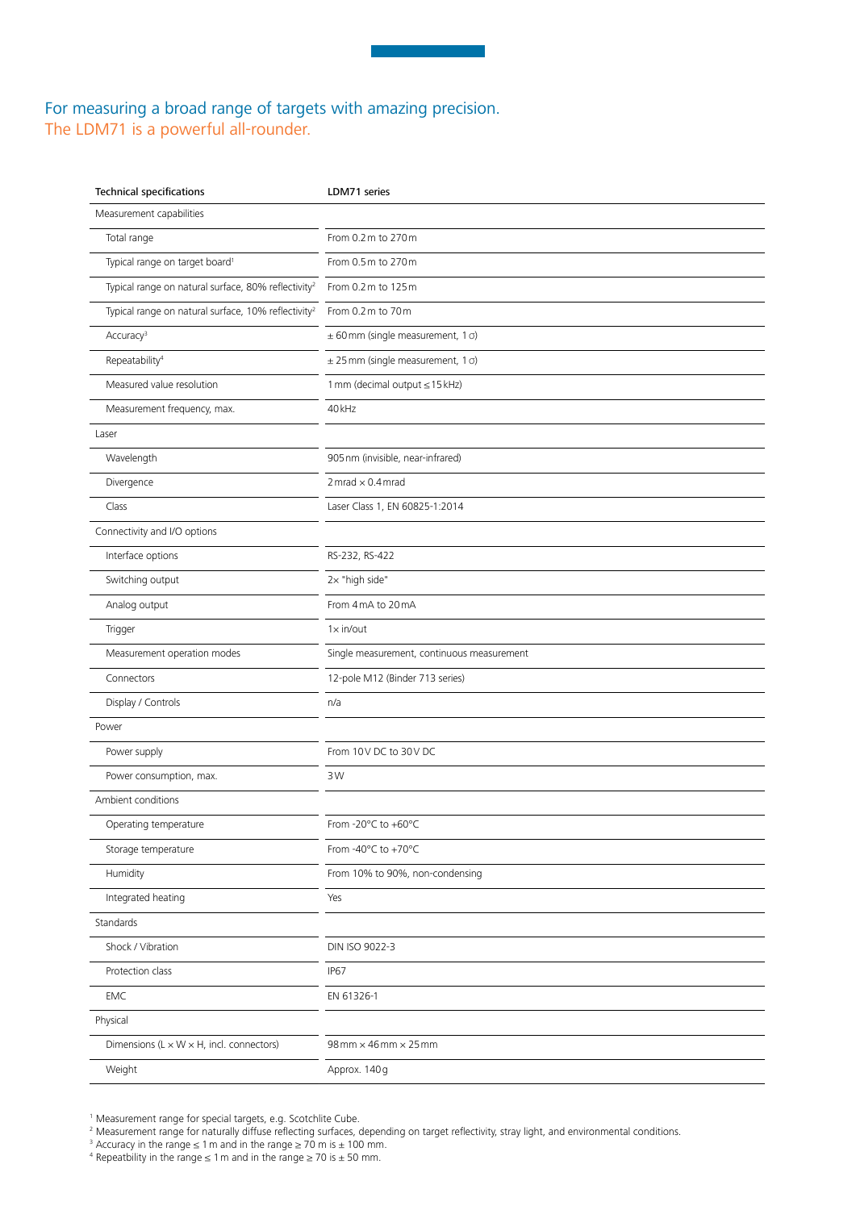## For measuring a broad range of targets with amazing precision.
## The LDM71 is a powerful all-rounder.

| Technical specifications | LDM71 series |
|---|---|
| Measurement capabilities | |
| Total range | From 0.2 m to 270 m |
| Typical range on target board[1] | From 0.5 m to 270 m |
| Typical range on natural surface, 80% reflectivity[2] | From 0.2 m to 125 m |
| Typical range on natural surface, 10% reflectivity[2] | From 0.2 m to 70 m |
| Accuracy[3] | ± 60 mm (single measurement, 1 σ) |
| Repeatability[4] | ± 25 mm (single measurement, 1 σ) |
| Measured value resolution | 1 mm (decimal output ≤ 15 kHz) |
| Measurement frequency, max. | 40 kHz |
| Laser | |
| Wavelength | 905 nm (invisible, near-infrared) |
| Divergence | 2 mrad × 0.4 mrad |
| Class | Laser Class 1, EN 60825-1:2014 |
| Connectivity and I/O options | |
| Interface options | RS-232, RS-422 |
| Switching output | 2× "high side" |
| Analog output | From 4 mA to 20 mA |
| Trigger | 1× in/out |
| Measurement operation modes | Single measurement, continuous measurement |
| Connectors | 12-pole M12 (Binder 713 series) |
| Display / Controls | n/a |
| Power | |
| Power supply | From 10 V DC to 30 V DC |
| Power consumption, max. | 3 W |
| Ambient conditions | |
| Operating temperature | From -20°C to +60°C |
| Storage temperature | From -40°C to +70°C |
| Humidity | From 10% to 90%, non-condensing |
| Integrated heating | Yes |
| Standards | |
| Shock / Vibration | DIN ISO 9022-3 |
| Protection class | IP67 |
| EMC | EN 61326-1 |
| Physical | |
| Dimensions (L × W × H, incl. connectors) | 98 mm × 46 mm × 25 mm |
| Weight | Approx. 140 g |

[1] Measurement range for special targets, e.g. Scotchlite Cube.
[2] Measurement range for naturally diffuse reflecting surfaces, depending on target reflectivity, stray light, and environmental conditions.
[3] Accuracy in the range ≤ 1 m and in the range ≥ 70 m is ± 100 mm.
[4] Repeatbility in the range ≤ 1 m and in the range ≥ 70 is ± 50 mm.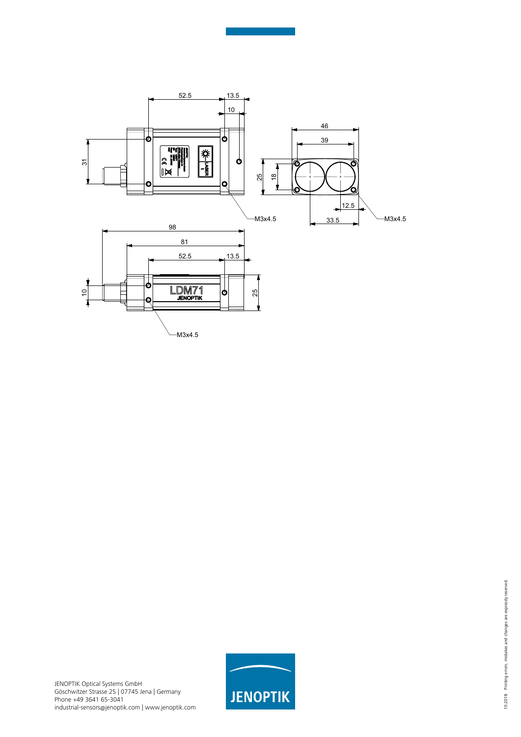52.5

13.5

10

31

M3x4.5

46

39

25

18

12.5

33.5

M3x4.5

98

81

52.5

13.5

10

LDM71
JENOPTIK

25

M3x4.5

JENOPTIK Optical Systems GmbH
Göschwitzer Strasse 25 | 07745 Jena | Germany
Phone +49 3641 65-3041
industrial-sensors@jenoptik.com | www.jenoptik.com

JENOPTIK

10.2018 Printing errors, mistakes and changes are expressly reserved.